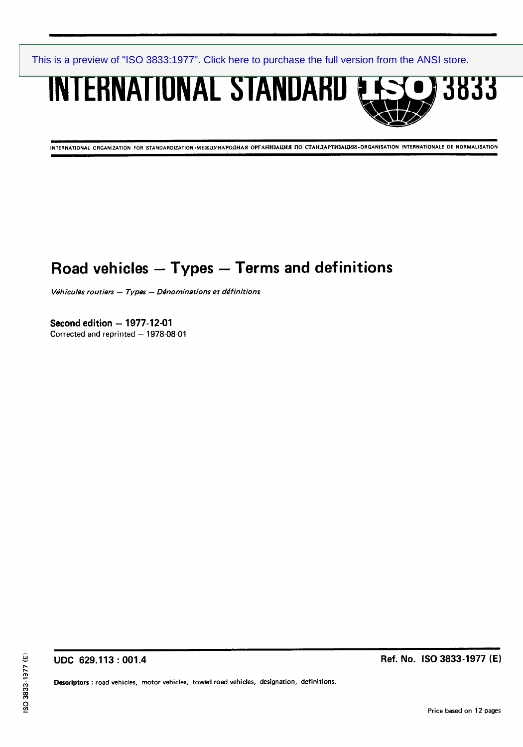This is a preview of "ISO 3833:1977". Click here to purchase the full version from the ANSI store.

# INTERNATIONAL STANDARD ISO 3833

INTERNATIONAL ORGANIZATION FOR STANDARDIZATION •МЕЖДУНАРОДНАЯ ОРГАНИЗАЦИЯ ПО СТАНДАРТИЗАЦИИ•ORGANISATION INTERNATIONALE DE NORMALISATION

## Road vehicles — Types — Terms and definitions

*Véhicules routiers — Types — Dénominations et définitions*

**Second edition — 1977-12-01**
Corrected and reprinted — 1978-08-01

**UDC 629.113 : 001.4**

**Ref. No. ISO 3833-1977 (E)**

**Descriptors :** road vehicles, motor vehicles, towed road vehicles, designation, definitions.

Price based on 12 pages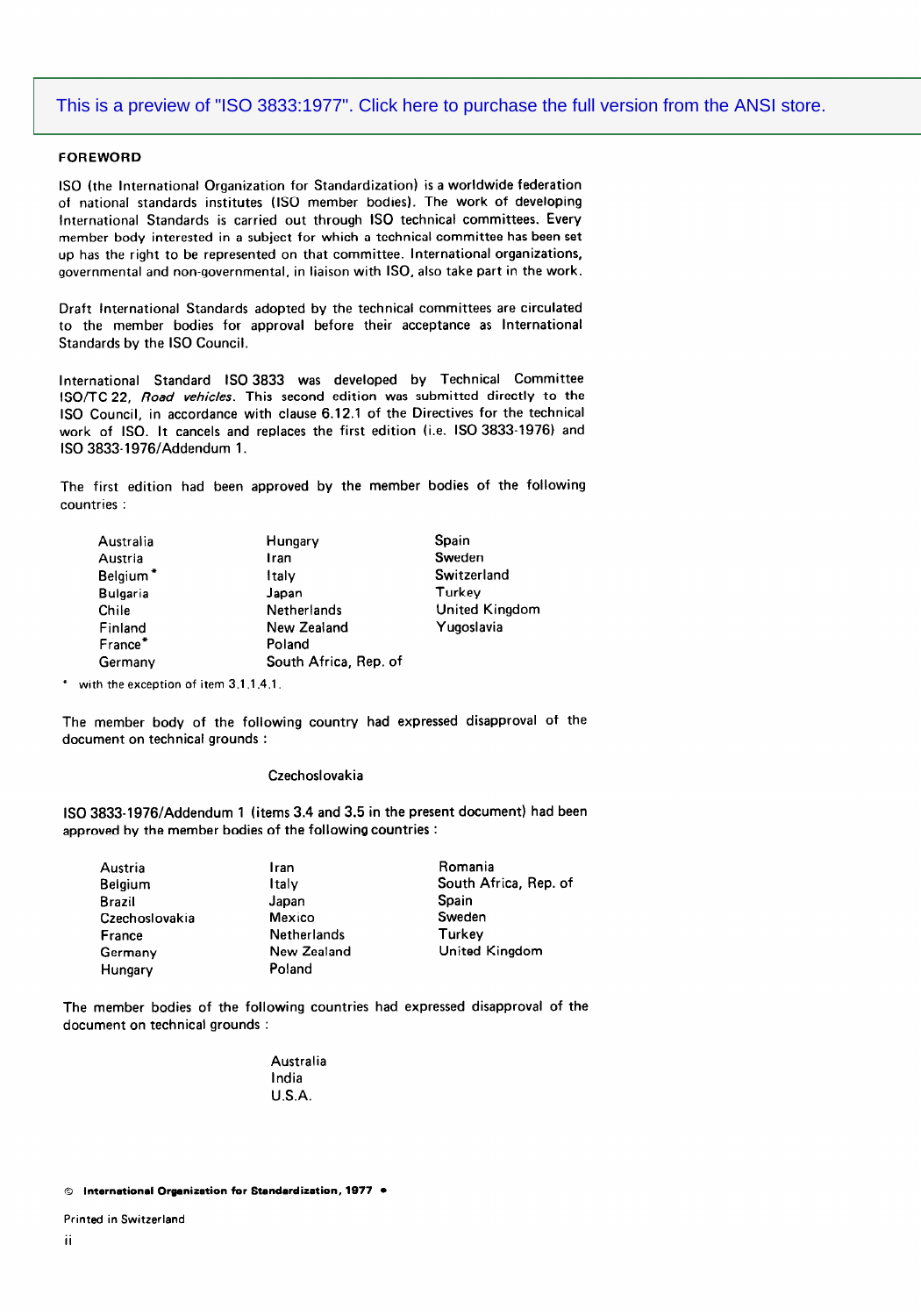This is a preview of "ISO 3833:1977". Click here to purchase the full version from the ANSI store.

## FOREWORD

ISO (the International Organization for Standardization) is a worldwide federation of national standards institutes (ISO member bodies). The work of developing International Standards is carried out through ISO technical committees. Every member body interested in a subject for which a technical committee has been set up has the right to be represented on that committee. International organizations, governmental and non-governmental, in liaison with ISO, also take part in the work.

Draft International Standards adopted by the technical committees are circulated to the member bodies for approval before their acceptance as International Standards by the ISO Council.

International Standard ISO 3833 was developed by Technical Committee ISO/TC 22, *Road vehicles*. This second edition was submitted directly to the ISO Council, in accordance with clause 6.12.1 of the Directives for the technical work of ISO. It cancels and replaces the first edition (i.e. ISO 3833-1976) and ISO 3833-1976/Addendum 1.

The first edition had been approved by the member bodies of the following countries :

| | | |
|---|---|---|
| Australia | Hungary | Spain |
| Austria | Iran | Sweden |
| Belgium* | Italy | Switzerland |
| Bulgaria | Japan | Turkey |
| Chile | Netherlands | United Kingdom |
| Finland | New Zealand | Yugoslavia |
| France* | Poland | |
| Germany | South Africa, Rep. of | |

\* with the exception of item 3.1.1.4.1.

The member body of the following country had expressed disapproval of the document on technical grounds :

Czechoslovakia

ISO 3833-1976/Addendum 1 (items 3.4 and 3.5 in the present document) had been approved by the member bodies of the following countries :

| | | |
|---|---|---|
| Austria | Iran | Romania |
| Belgium | Italy | South Africa, Rep. of |
| Brazil | Japan | Spain |
| Czechoslovakia | Mexico | Sweden |
| France | Netherlands | Turkey |
| Germany | New Zealand | United Kingdom |
| Hungary | Poland | |

The member bodies of the following countries had expressed disapproval of the document on technical grounds :

Australia
India
U.S.A.

© International Organization for Standardization, 1977 •

Printed in Switzerland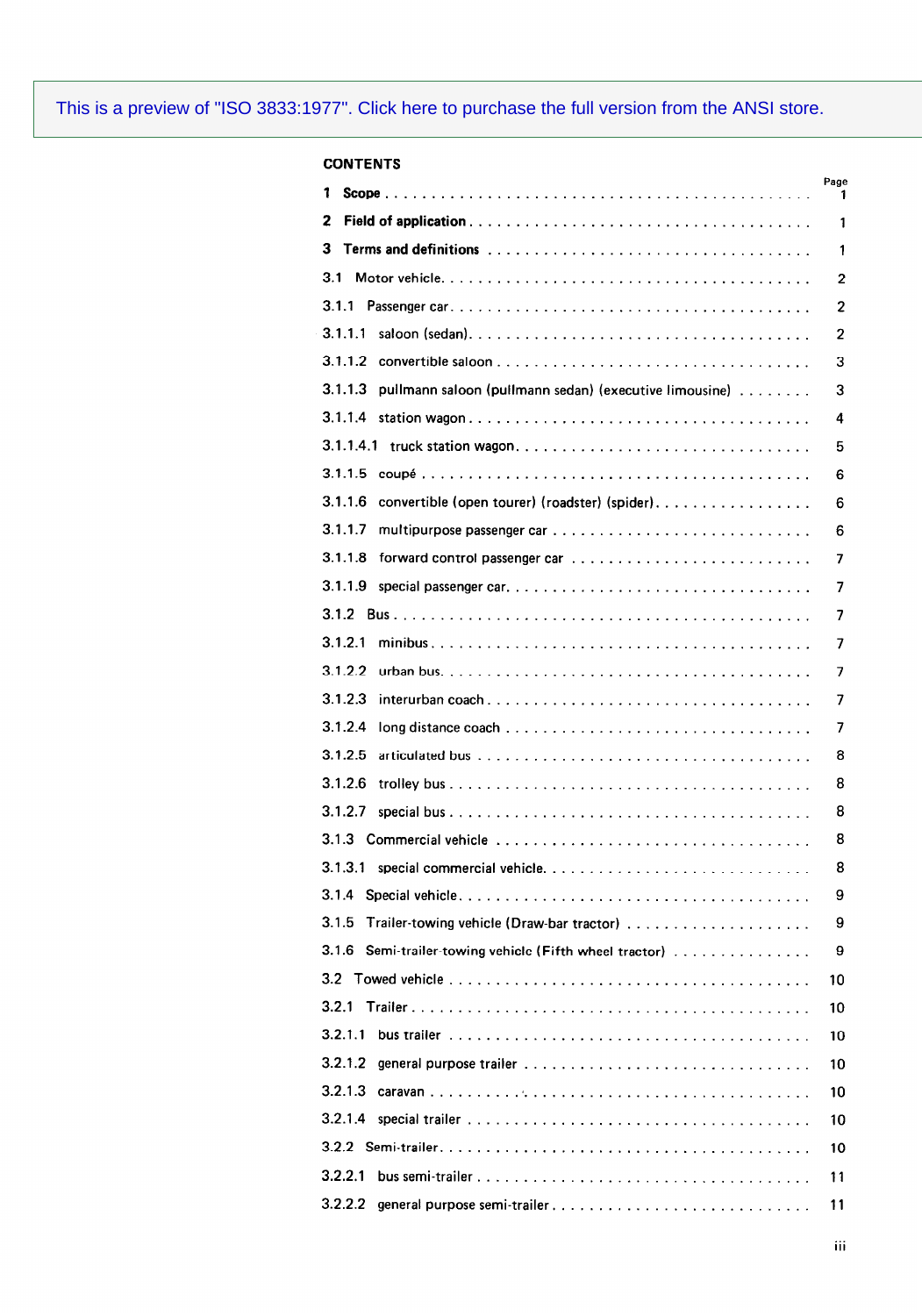This is a preview of "ISO 3833:1977". Click here to purchase the full version from the ANSI store.

## CONTENTS

| | Page |
|---|---|
| **1 Scope** | 1 |
| **2 Field of application** | 1 |
| **3 Terms and definitions** | 1 |
| 3.1 Motor vehicle | 2 |
| 3.1.1 Passenger car | 2 |
| 3.1.1.1 saloon (sedan) | 2 |
| 3.1.1.2 convertible saloon | 3 |
| 3.1.1.3 pullmann saloon (pullmann sedan) (executive limousine) | 3 |
| 3.1.1.4 station wagon | 4 |
| 3.1.1.4.1 truck station wagon | 5 |
| 3.1.1.5 coupé | 6 |
| 3.1.1.6 convertible (open tourer) (roadster) (spider) | 6 |
| 3.1.1.7 multipurpose passenger car | 6 |
| 3.1.1.8 forward control passenger car | 7 |
| 3.1.1.9 special passenger car | 7 |
| 3.1.2 Bus | 7 |
| 3.1.2.1 minibus | 7 |
| 3.1.2.2 urban bus | 7 |
| 3.1.2.3 interurban coach | 7 |
| 3.1.2.4 long distance coach | 7 |
| 3.1.2.5 articulated bus | 8 |
| 3.1.2.6 trolley bus | 8 |
| 3.1.2.7 special bus | 8 |
| 3.1.3 Commercial vehicle | 8 |
| 3.1.3.1 special commercial vehicle | 8 |
| 3.1.4 Special vehicle | 9 |
| 3.1.5 Trailer-towing vehicle (Draw-bar tractor) | 9 |
| 3.1.6 Semi-trailer-towing vehicle (Fifth wheel tractor) | 9 |
| 3.2 Towed vehicle | 10 |
| 3.2.1 Trailer | 10 |
| 3.2.1.1 bus trailer | 10 |
| 3.2.1.2 general purpose trailer | 10 |
| 3.2.1.3 caravan | 10 |
| 3.2.1.4 special trailer | 10 |
| 3.2.2 Semi-trailer | 10 |
| 3.2.2.1 bus semi-trailer | 11 |
| 3.2.2.2 general purpose semi-trailer | 11 |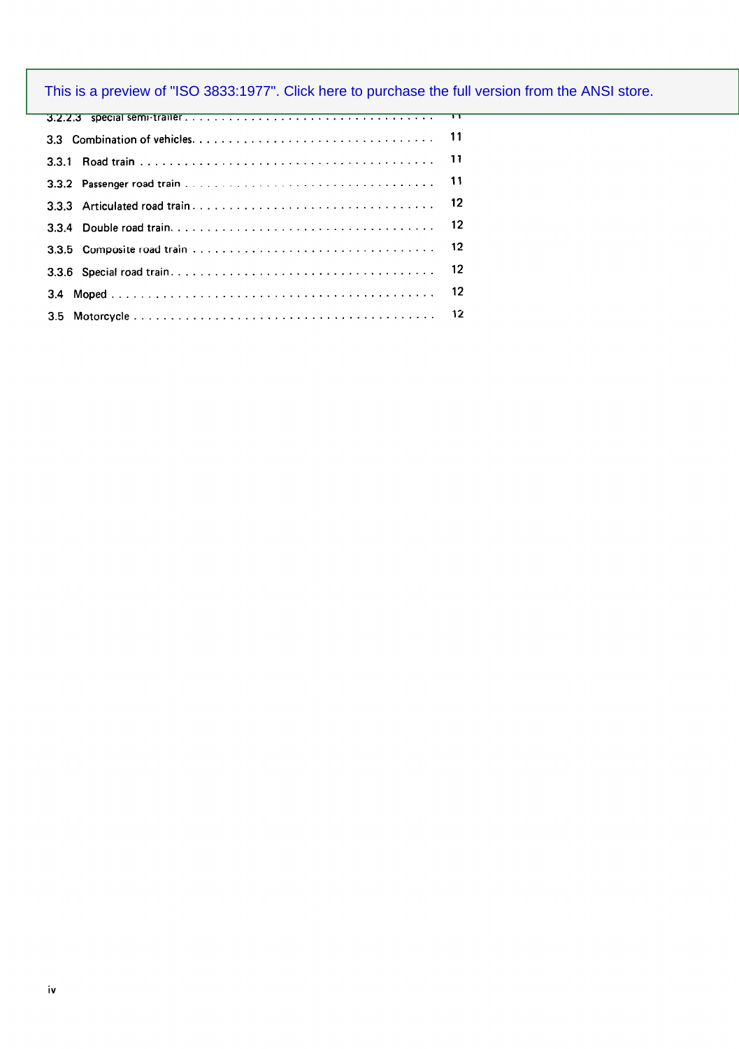This is a preview of "ISO 3833:1977". Click here to purchase the full version from the ANSI store.

| | |
|---|---|
| 3.2.2.3 Special semi-trailer | 11 |
| 3.3 Combination of vehicles | 11 |
| 3.3.1 Road train | 11 |
| 3.3.2 Passenger road train | 11 |
| 3.3.3 Articulated road train | 12 |
| 3.3.4 Double road train | 12 |
| 3.3.5 Composite road train | 12 |
| 3.3.6 Special road train | 12 |
| 3.4 Moped | 12 |
| 3.5 Motorcycle | 12 |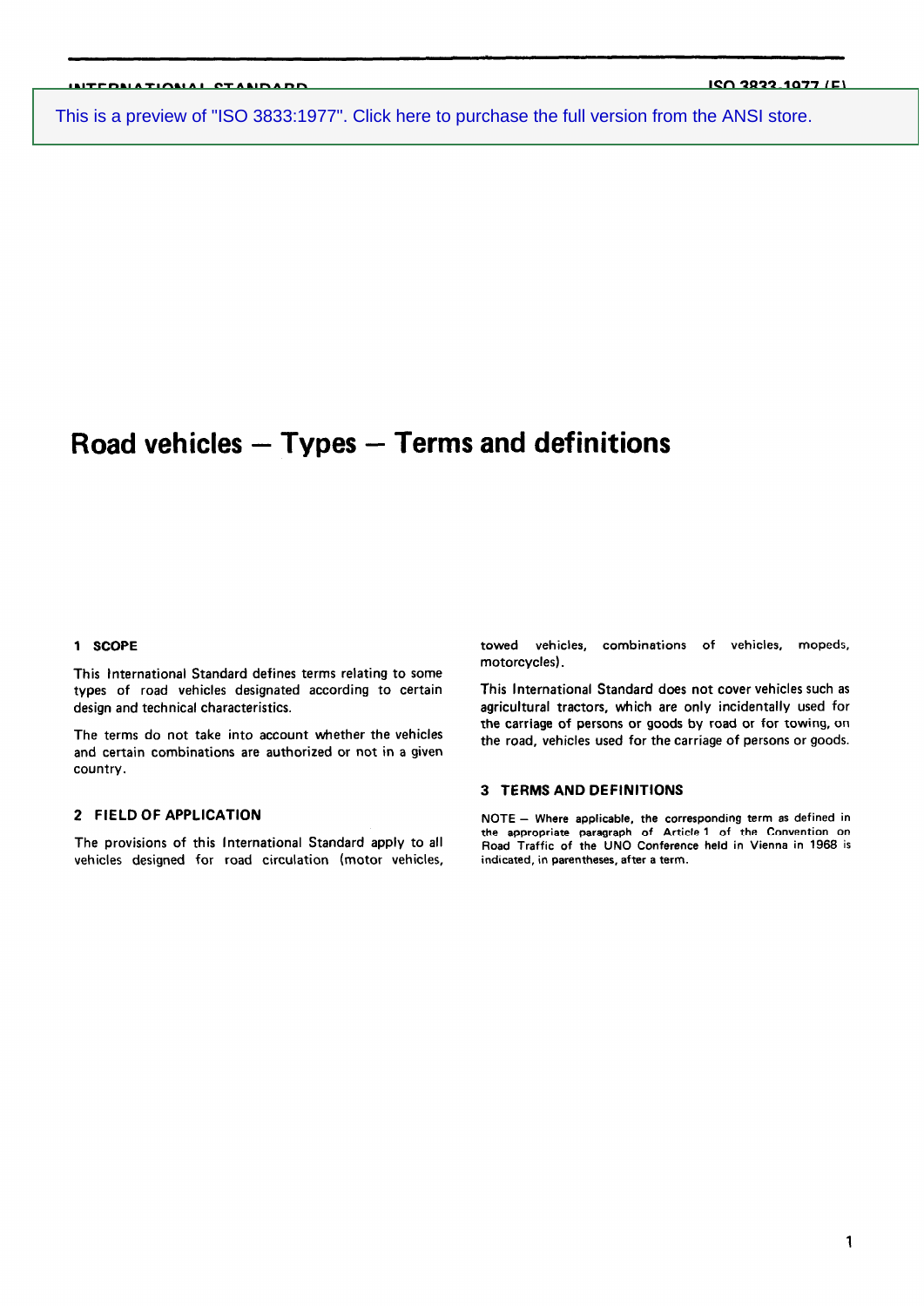# Road vehicles — Types — Terms and definitions

## 1 SCOPE

This International Standard defines terms relating to some types of road vehicles designated according to certain design and technical characteristics.

The terms do not take into account whether the vehicles and certain combinations are authorized or not in a given country.

## 2 FIELD OF APPLICATION

The provisions of this International Standard apply to all vehicles designed for road circulation (motor vehicles, towed vehicles, combinations of vehicles, mopeds, motorcycles).

This International Standard does not cover vehicles such as agricultural tractors, which are only incidentally used for the carriage of persons or goods by road or for towing, on the road, vehicles used for the carriage of persons or goods.

## 3 TERMS AND DEFINITIONS

NOTE — Where applicable, the corresponding term as defined in the appropriate paragraph of Article 1 of the Convention on Road Traffic of the UNO Conference held in Vienna in 1968 is indicated, in parentheses, after a term.